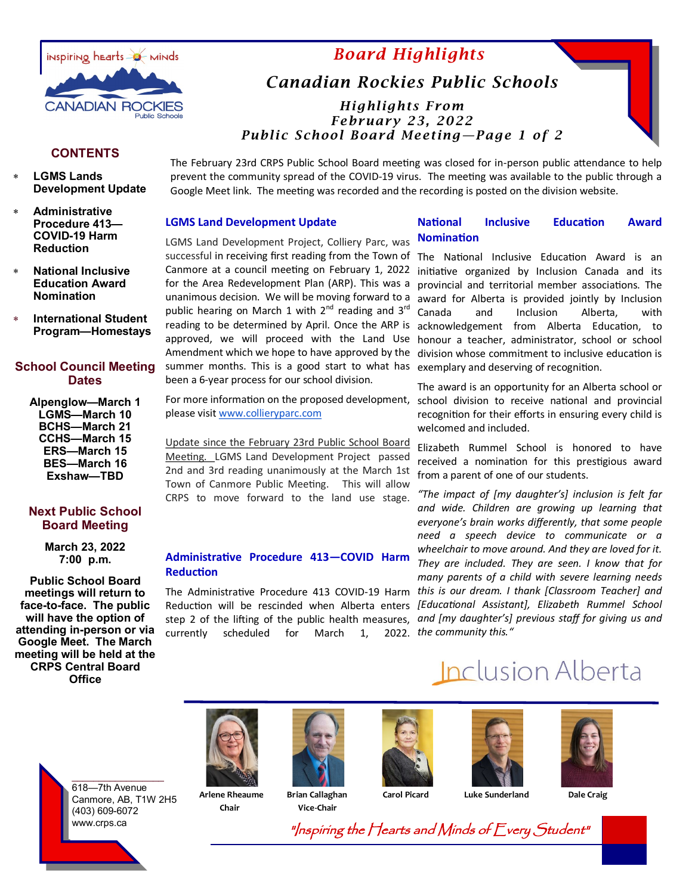# Board Highlights

## Canadian Rockies Public Schools

### Highlights From February 23, 2022 Public School Board Meeting—Page 1 of 2

**CONTENTS**

- LGMS Lands Development Update
- Administrative Procedure 413—COVID-19 Harm Reduction
- National Inclusive Education Award Nomination
- International Student Program—Homestays

**School Council Meeting Dates**

Alpenglow—March 1
LGMS—March 10
BCHS—March 21
CCHS—March 15
ERS—March 15
BES—March 16
Exshaw—TBD

**Next Public School Board Meeting**

March 23, 2022
7:00 p.m.

**Public School Board meetings will return to face-to-face. The public will have the option of attending in-person or via Google Meet. The March meeting will be held at the CRPS Central Board Office**

The February 23rd CRPS Public School Board meeting was closed for in-person public attendance to help prevent the community spread of the COVID-19 virus. The meeting was available to the public through a Google Meet link. The meeting was recorded and the recording is posted on the division website.

### LGMS Land Development Update

LGMS Land Development Project, Colliery Parc, was successful in receiving first reading from the Town of Canmore at a council meeting on February 1, 2022 for the Area Redevelopment Plan (ARP). This was a unanimous decision. We will be moving forward to a public hearing on March 1 with 2nd reading and 3rd reading to be determined by April. Once the ARP is approved, we will proceed with the Land Use Amendment which we hope to have approved by the summer months. This is a good start to what has been a 6-year process for our school division.

For more information on the proposed development, please visit www.collieryparc.com

Update since the February 23rd Public School Board Meeting. LGMS Land Development Project passed 2nd and 3rd reading unanimously at the March 1st Town of Canmore Public Meeting. This will allow CRPS to move forward to the land use stage.

### Administrative Procedure 413—COVID Harm Reduction

The Administrative Procedure 413 COVID-19 Harm Reduction will be rescinded when Alberta enters step 2 of the lifting of the public health measures, currently scheduled for March 1, 2022.

### National Inclusive Education Award Nomination

The National Inclusive Education Award is an initiative organized by Inclusion Canada and its provincial and territorial member associations. The award for Alberta is provided jointly by Inclusion Canada and Inclusion Alberta, with acknowledgement from Alberta Education, to honour a teacher, administrator, school or school division whose commitment to inclusive education is exemplary and deserving of recognition.

The award is an opportunity for an Alberta school or school division to receive national and provincial recognition for their efforts in ensuring every child is welcomed and included.

Elizabeth Rummel School is honored to have received a nomination for this prestigious award from a parent of one of our students.

*"The impact of [my daughter's] inclusion is felt far and wide. Children are growing up learning that everyone's brain works differently, that some people need a speech device to communicate or a wheelchair to move around. And they are loved for it. They are included. They are seen. I know that for many parents of a child with severe learning needs this is our dream. I thank [Classroom Teacher] and [Educational Assistant], Elizabeth Rummel School and [my daughter's] previous staff for giving us and the community this."*

Inclusion Alberta

Arlene Rheaume, Chair
Brian Callaghan, Vice-Chair
Carol Picard
Luke Sunderland
Dale Craig

618—7th Avenue
Canmore, AB, T1W 2H5
(403) 609-6072
www.crps.ca

*"Inspiring the Hearts and Minds of Every Student"*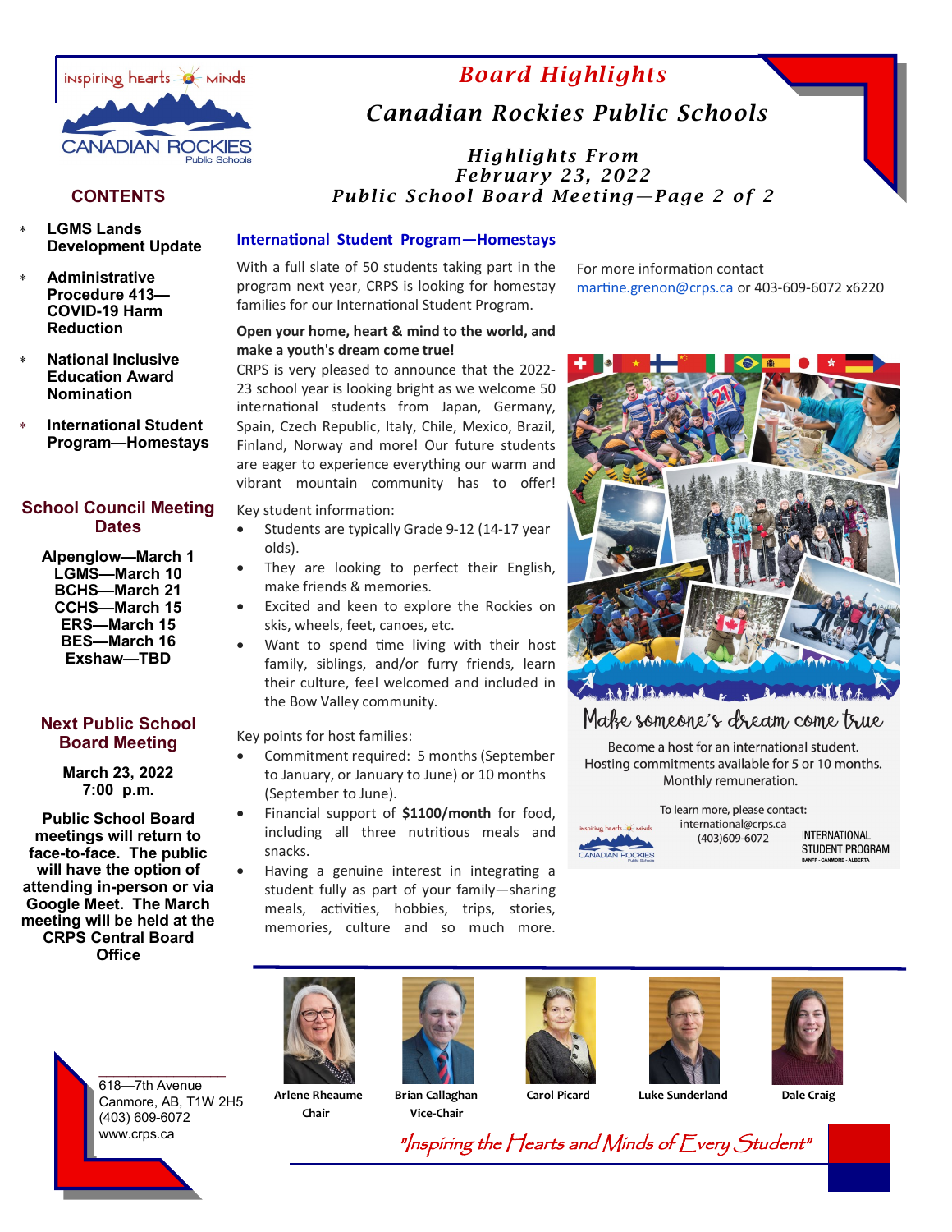# Board Highlights

## Canadian Rockies Public Schools

### Highlights From February 23, 2022 Public School Board Meeting—Page 2 of 2

**CONTENTS**

- LGMS Lands Development Update
- Administrative Procedure 413—COVID-19 Harm Reduction
- National Inclusive Education Award Nomination
- International Student Program—Homestays

**School Council Meeting Dates**

Alpenglow—March 1
LGMS—March 10
BCHS—March 21
CCHS—March 15
ERS—March 15
BES—March 16
Exshaw—TBD

**Next Public School Board Meeting**

March 23, 2022
7:00 p.m.

**Public School Board meetings will return to face-to-face. The public will have the option of attending in-person or via Google Meet. The March meeting will be held at the CRPS Central Board Office**

## International Student Program—Homestays

With a full slate of 50 students taking part in the program next year, CRPS is looking for homestay families for our International Student Program.

**Open your home, heart & mind to the world, and make a youth's dream come true!**

CRPS is very pleased to announce that the 2022-23 school year is looking bright as we welcome 50 international students from Japan, Germany, Spain, Czech Republic, Italy, Chile, Mexico, Brazil, Finland, Norway and more! Our future students are eager to experience everything our warm and vibrant mountain community has to offer!

Key student information:

- Students are typically Grade 9-12 (14-17 year olds).
- They are looking to perfect their English, make friends & memories.
- Excited and keen to explore the Rockies on skis, wheels, feet, canoes, etc.
- Want to spend time living with their host family, siblings, and/or furry friends, learn their culture, feel welcomed and included in the Bow Valley community.

Key points for host families:

- Commitment required: 5 months (September to January, or January to June) or 10 months (September to June).
- Financial support of **$1100/month** for food, including all three nutritious meals and snacks.
- Having a genuine interest in integrating a student fully as part of your family—sharing meals, activities, hobbies, trips, stories, memories, culture and so much more.

For more information contact martine.grenon@crps.ca or 403-609-6072 x6220

Make someone's dream come true

Become a host for an international student.
Hosting commitments available for 5 or 10 months.
Monthly remuneration.

To learn more, please contact:
international@crps.ca
(403)609-6072

INTERNATIONAL STUDENT PROGRAM
BANFF · CANMORE · ALBERTA

618—7th Avenue
Canmore, AB, T1W 2H5
(403) 609-6072
www.crps.ca

Arlene Rheaume — Chair
Brian Callaghan — Vice-Chair
Carol Picard
Luke Sunderland
Dale Craig

*"Inspiring the Hearts and Minds of Every Student"*